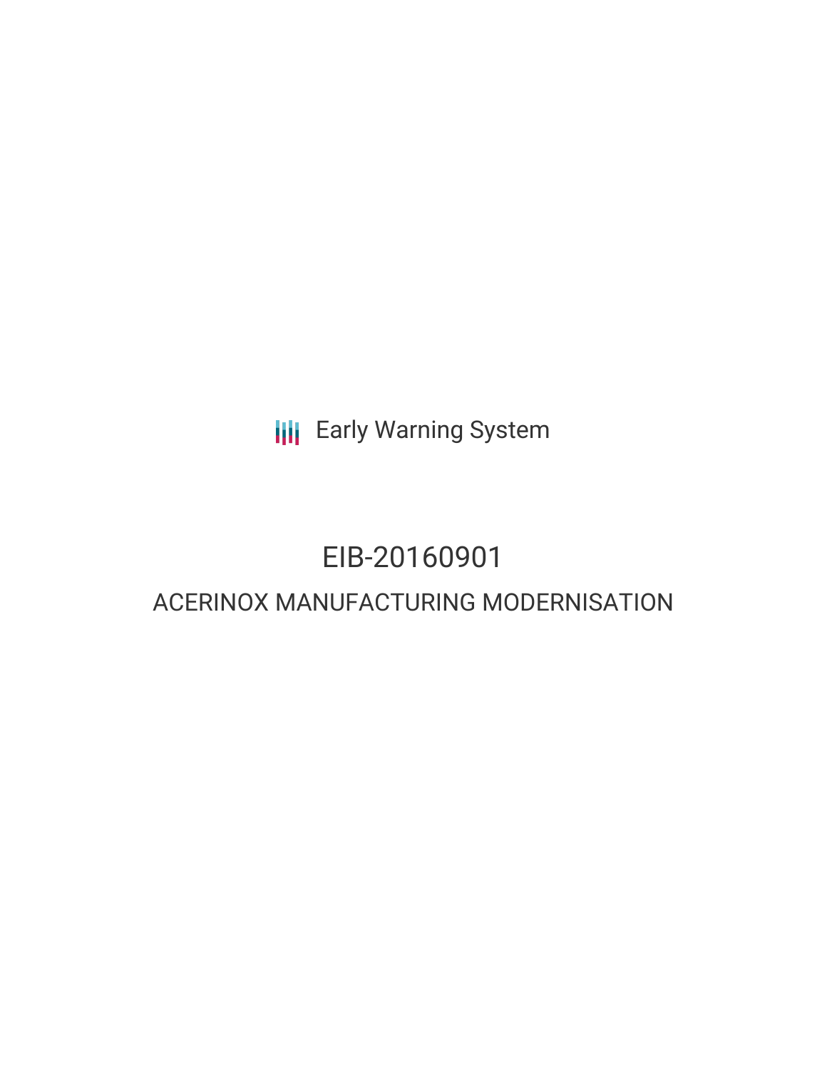Early Warning System

# EIB-20160901

## ACERINOX MANUFACTURING MODERNISATION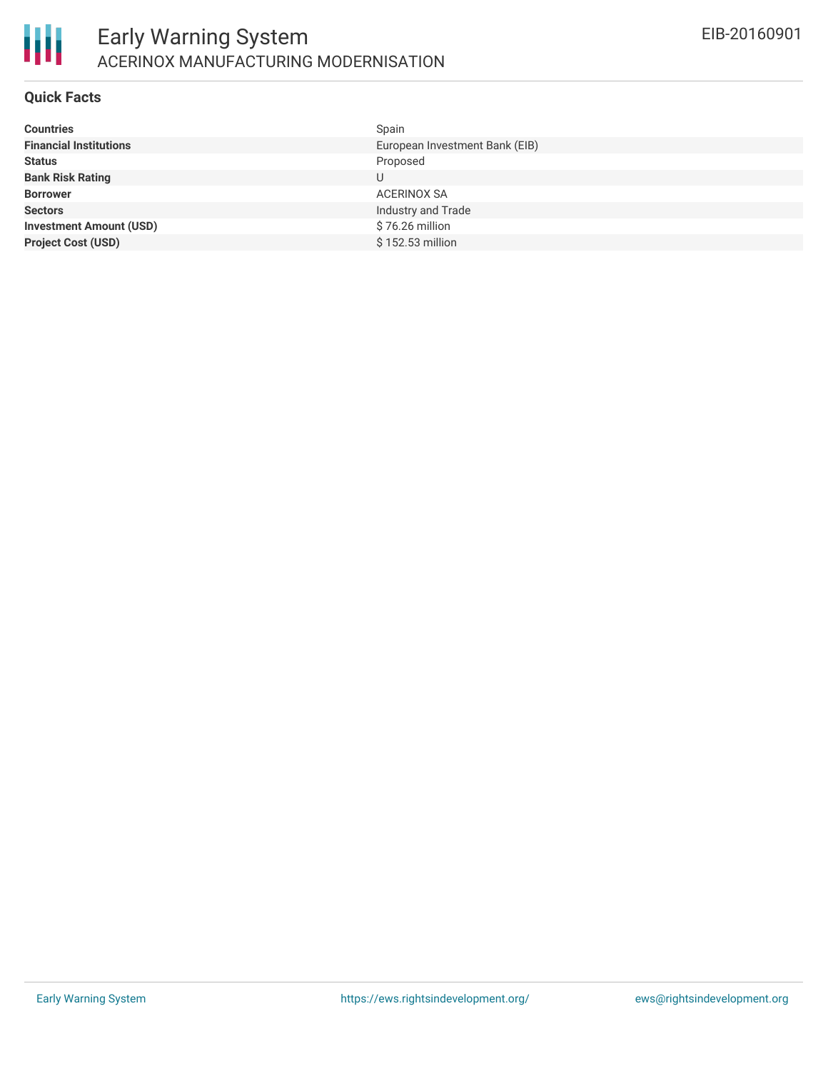## Quick Facts

| | |
|---|---|
| **Countries** | Spain |
| **Financial Institutions** | European Investment Bank (EIB) |
| **Status** | Proposed |
| **Bank Risk Rating** | U |
| **Borrower** | ACERINOX SA |
| **Sectors** | Industry and Trade |
| **Investment Amount (USD)** | $ 76.26 million |
| **Project Cost (USD)** | $ 152.53 million |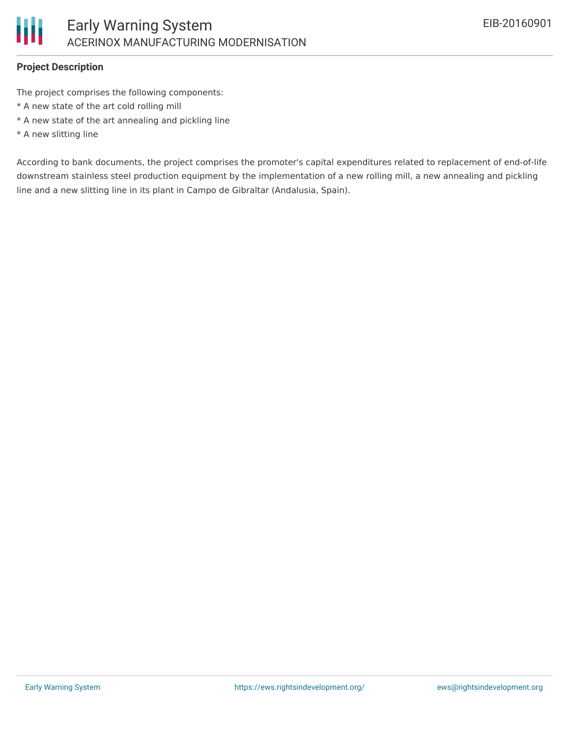### Project Description

The project comprises the following components:
* A new state of the art cold rolling mill
* A new state of the art annealing and pickling line
* A new slitting line

According to bank documents, the project comprises the promoter's capital expenditures related to replacement of end-of-life downstream stainless steel production equipment by the implementation of a new rolling mill, a new annealing and pickling line and a new slitting line in its plant in Campo de Gibraltar (Andalusia, Spain).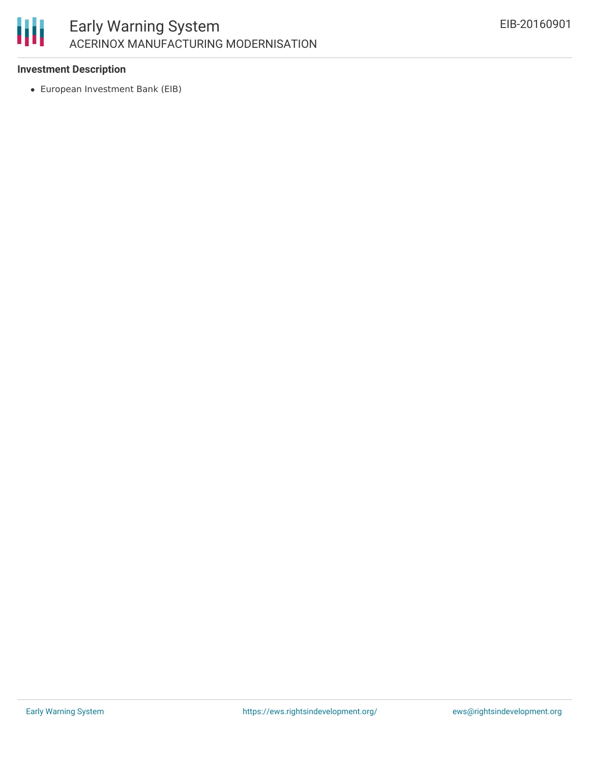**Investment Description**

- European Investment Bank (EIB)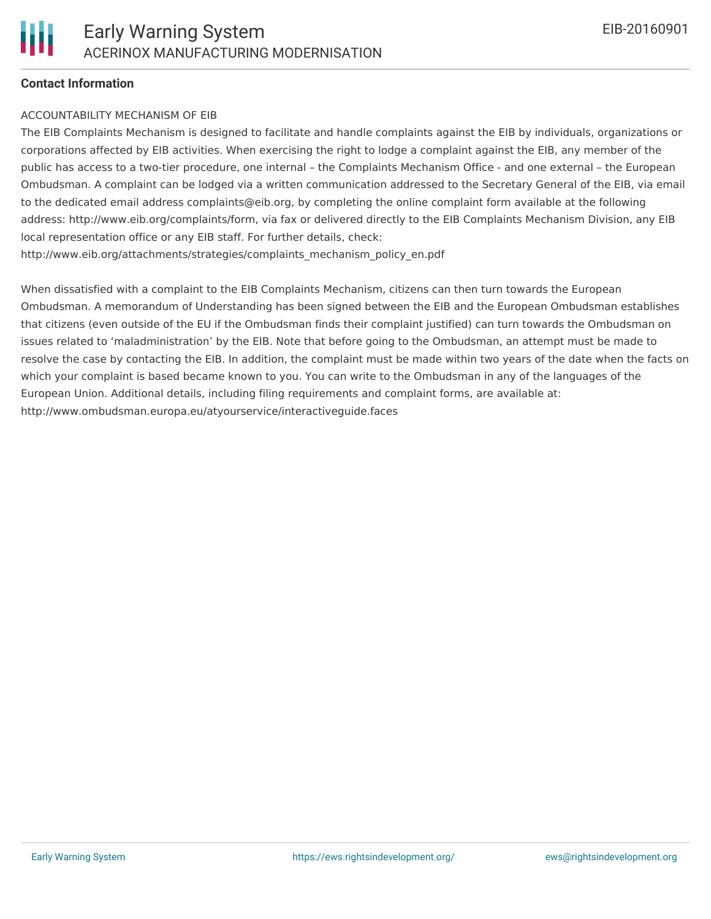**Contact Information**

ACCOUNTABILITY MECHANISM OF EIB

The EIB Complaints Mechanism is designed to facilitate and handle complaints against the EIB by individuals, organizations or corporations affected by EIB activities. When exercising the right to lodge a complaint against the EIB, any member of the public has access to a two-tier procedure, one internal – the Complaints Mechanism Office - and one external – the European Ombudsman. A complaint can be lodged via a written communication addressed to the Secretary General of the EIB, via email to the dedicated email address complaints@eib.org, by completing the online complaint form available at the following address: http://www.eib.org/complaints/form, via fax or delivered directly to the EIB Complaints Mechanism Division, any EIB local representation office or any EIB staff. For further details, check: http://www.eib.org/attachments/strategies/complaints_mechanism_policy_en.pdf

When dissatisfied with a complaint to the EIB Complaints Mechanism, citizens can then turn towards the European Ombudsman. A memorandum of Understanding has been signed between the EIB and the European Ombudsman establishes that citizens (even outside of the EU if the Ombudsman finds their complaint justified) can turn towards the Ombudsman on issues related to 'maladministration' by the EIB. Note that before going to the Ombudsman, an attempt must be made to resolve the case by contacting the EIB. In addition, the complaint must be made within two years of the date when the facts on which your complaint is based became known to you. You can write to the Ombudsman in any of the languages of the European Union. Additional details, including filing requirements and complaint forms, are available at: http://www.ombudsman.europa.eu/atyourservice/interactiveguide.faces